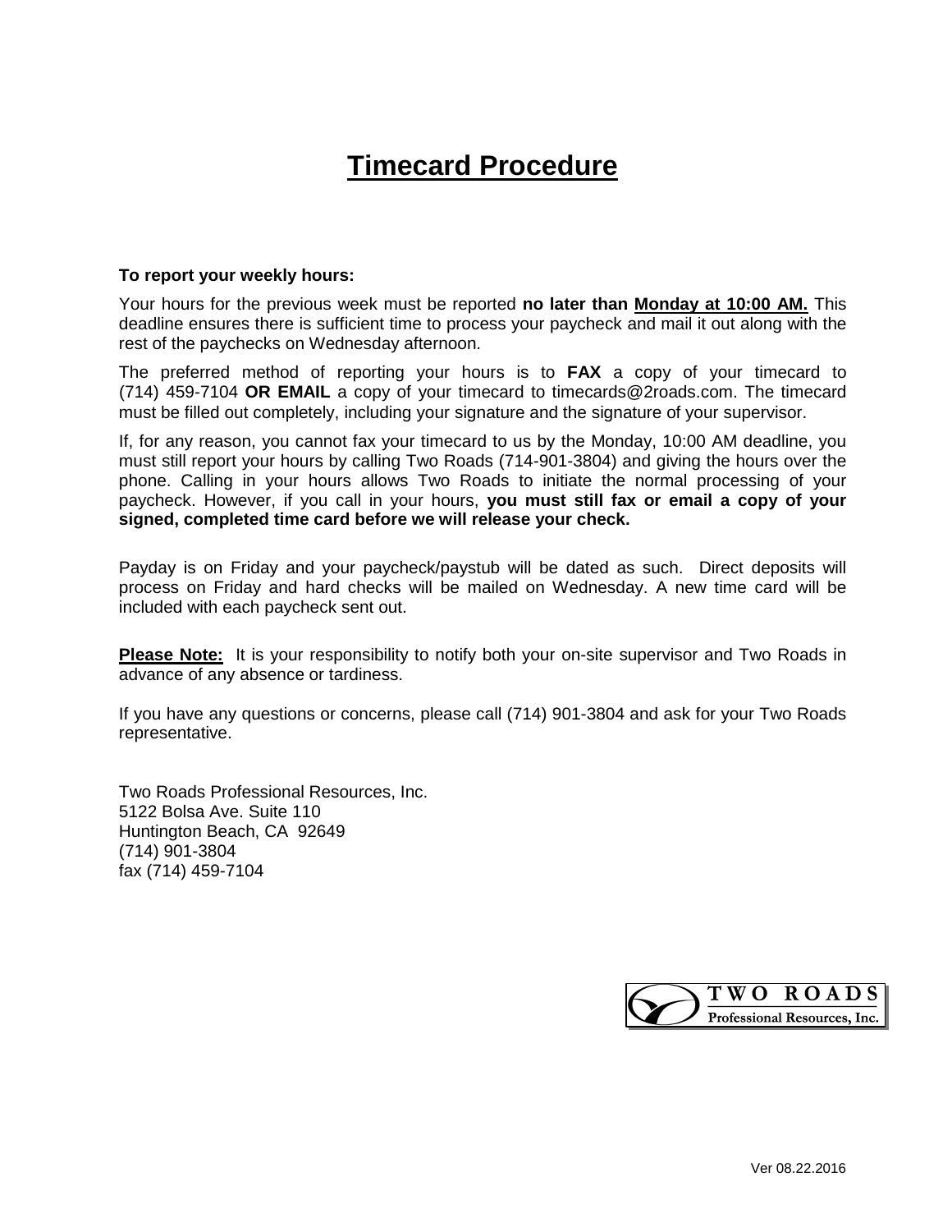# Timecard Procedure

**To report your weekly hours:**

Your hours for the previous week must be reported **no later than <u>Monday at 10:00 AM.</u>** This deadline ensures there is sufficient time to process your paycheck and mail it out along with the rest of the paychecks on Wednesday afternoon.

The preferred method of reporting your hours is to **FAX** a copy of your timecard to (714) 459-7104 **OR EMAIL** a copy of your timecard to timecards@2roads.com. The timecard must be filled out completely, including your signature and the signature of your supervisor.

If, for any reason, you cannot fax your timecard to us by the Monday, 10:00 AM deadline, you must still report your hours by calling Two Roads (714-901-3804) and giving the hours over the phone. Calling in your hours allows Two Roads to initiate the normal processing of your paycheck. However, if you call in your hours, **you must still fax or email a copy of your signed, completed time card before we will release your check.**

Payday is on Friday and your paycheck/paystub will be dated as such. Direct deposits will process on Friday and hard checks will be mailed on Wednesday. A new time card will be included with each paycheck sent out.

**<u>Please Note:</u>** It is your responsibility to notify both your on-site supervisor and Two Roads in advance of any absence or tardiness.

If you have any questions or concerns, please call (714) 901-3804 and ask for your Two Roads representative.

Two Roads Professional Resources, Inc.
5122 Bolsa Ave. Suite 110
Huntington Beach, CA 92649
(714) 901-3804
fax (714) 459-7104

TWO ROADS
Professional Resources, Inc.

Ver 08.22.2016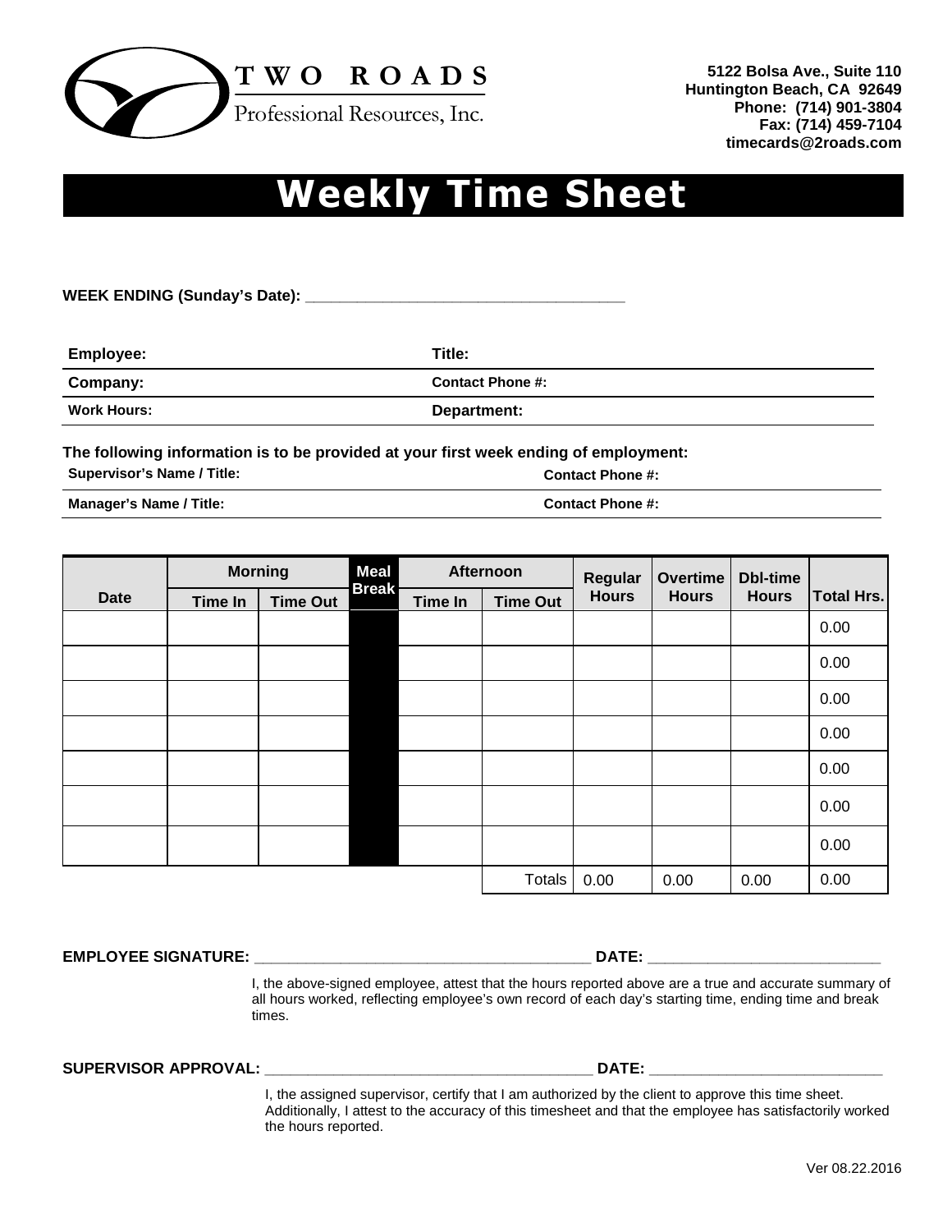**TWO ROADS**
Professional Resources, Inc.

**5122 Bolsa Ave., Suite 110**
**Huntington Beach, CA 92649**
**Phone: (714) 901-3804**
**Fax: (714) 459-7104**
**timecards@2roads.com**

# Weekly Time Sheet

**WEEK ENDING (Sunday's Date):** ____________________________________

| | |
|---|---|
| **Employee:** | **Title:** |
| **Company:** | **Contact Phone #:** |
| **Work Hours:** | **Department:** |

**The following information is to be provided at your first week ending of employment:**

| | |
|---|---|
| **Supervisor's Name / Title:** | **Contact Phone #:** |
| **Manager's Name / Title:** | **Contact Phone #:** |

| Date | Morning | | Meal Break | Afternoon | | Regular Hours | Overtime Hours | Dbl-time Hours | Total Hrs. |
|---|---|---|---|---|---|---|---|---|---|
| | Time In | Time Out | | Time In | Time Out | | | | |
| | | | | | | | | | 0.00 |
| | | | | | | | | | 0.00 |
| | | | | | | | | | 0.00 |
| | | | | | | | | | 0.00 |
| | | | | | | | | | 0.00 |
| | | | | | | | | | 0.00 |
| | | | | | | | | | 0.00 |
| | | | | | Totals | 0.00 | 0.00 | 0.00 | 0.00 |

**EMPLOYEE SIGNATURE:** ______________________________________ **DATE:** __________________________

I, the above-signed employee, attest that the hours reported above are a true and accurate summary of all hours worked, reflecting employee's own record of each day's starting time, ending time and break times.

**SUPERVISOR APPROVAL:** ______________________________________ **DATE:** ___________________________

I, the assigned supervisor, certify that I am authorized by the client to approve this time sheet. Additionally, I attest to the accuracy of this timesheet and that the employee has satisfactorily worked the hours reported.

Ver 08.22.2016